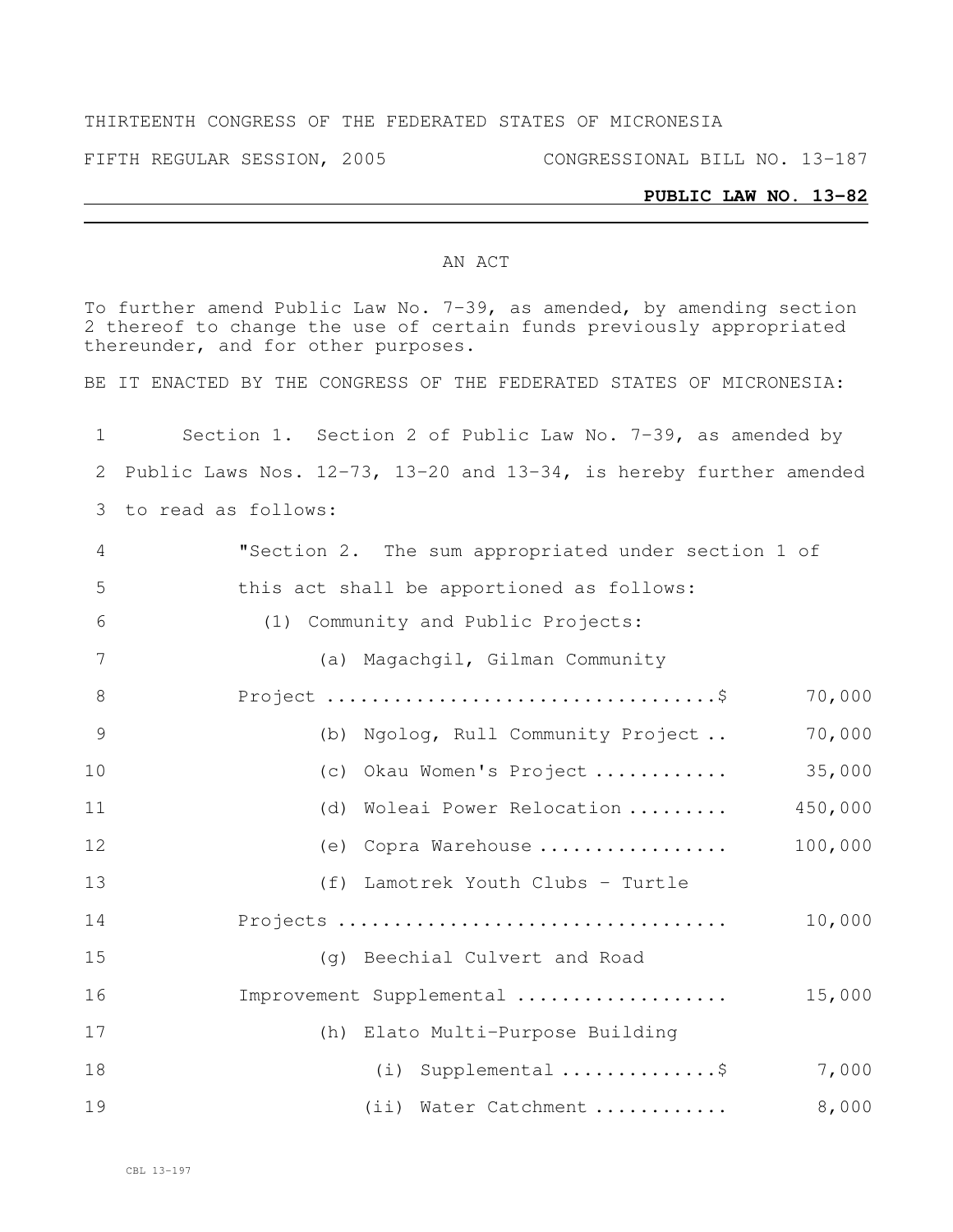THIRTEENTH CONGRESS OF THE FEDERATED STATES OF MICRONESIA

FIFTH REGULAR SESSION, 2005 CONGRESSIONAL BILL NO. 13-187

**PUBLIC LAW NO. 13-82**

AN ACT

To further amend Public Law No. 7-39, as amended, by amending section 2 thereof to change the use of certain funds previously appropriated thereunder, and for other purposes.

BE IT ENACTED BY THE CONGRESS OF THE FEDERATED STATES OF MICRONESIA:

Section 1. Section 2 of Public Law No. 7-39, as amended by Public Laws Nos. 12-73, 13-20 and 13-34, is hereby further amended to read as follows:

"Section 2. The sum appropriated under section 1 of this act shall be apportioned as follows:

(1) Community and Public Projects:

| | |
|---|---|
| (a) Magachgil, Gilman Community Project | $ 70,000 |
| (b) Ngolog, Rull Community Project | 70,000 |
| (c) Okau Women's Project | 35,000 |
| (d) Woleai Power Relocation | 450,000 |
| (e) Copra Warehouse | 100,000 |
| (f) Lamotrek Youth Clubs - Turtle Projects | 10,000 |
| (g) Beechial Culvert and Road Improvement Supplemental | 15,000 |
| (h) Elato Multi-Purpose Building | |
| (i) Supplemental | $ 7,000 |
| (ii) Water Catchment | 8,000 |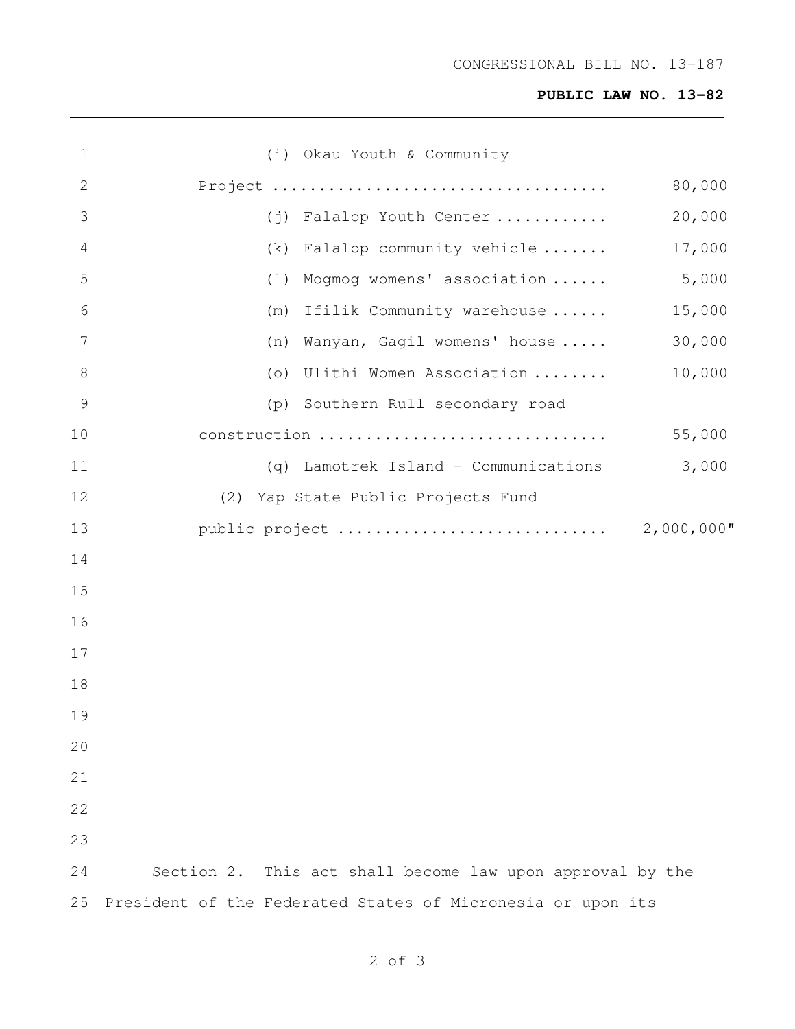(i) Okau Youth & Community Project .................................... 80,000

(j) Falalop Youth Center ............ 20,000

(k) Falalop community vehicle ....... 17,000

(l) Mogmog womens' association ...... 5,000

(m) Ifilik Community warehouse ...... 15,000

(n) Wanyan, Gagil womens' house ..... 30,000

(o) Ulithi Women Association ........ 10,000

(p) Southern Rull secondary road construction .............................. 55,000

(q) Lamotrek Island - Communications 3,000

(2) Yap State Public Projects Fund public project ............................ 2,000,000"

Section 2. This act shall become law upon approval by the President of the Federated States of Micronesia or upon its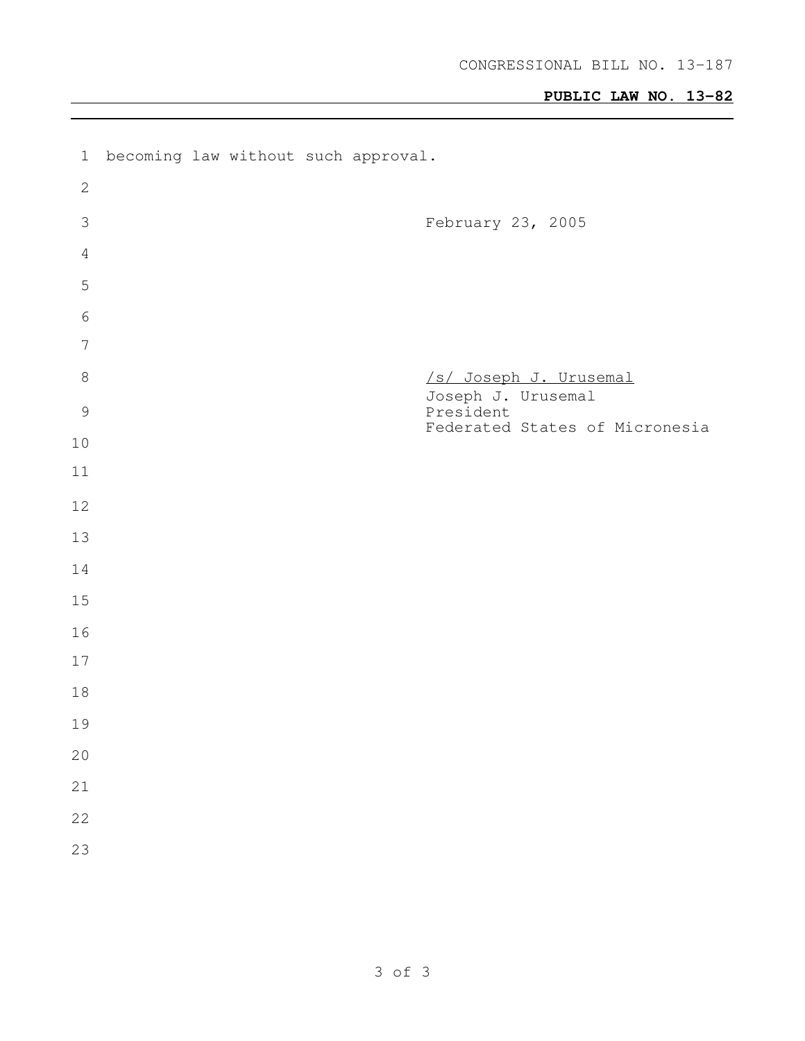becoming law without such approval.

February 23, 2005

/s/ Joseph J. Urusemal
Joseph J. Urusemal
President
Federated States of Micronesia